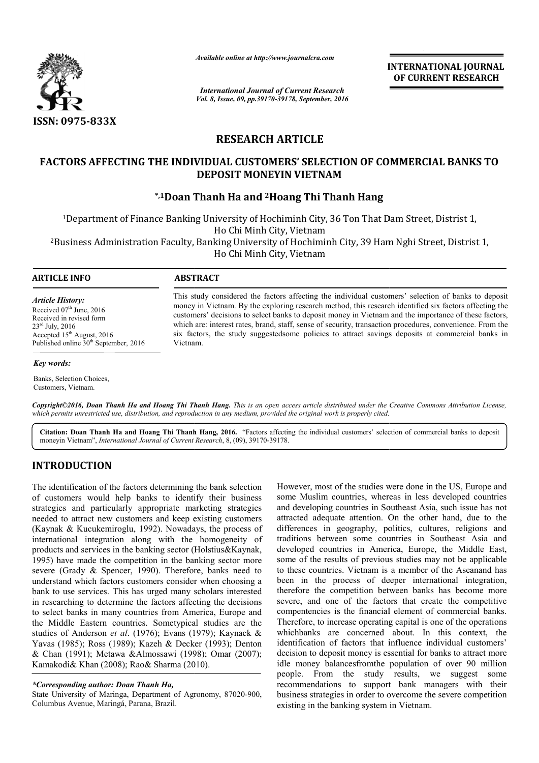# RESEARCH ARTICLE

# FACTORS AFFECTING THE INDIVIDUAL CUSTOMERS' SELECTION OF COMMERCIAL BANKS TO DEPOSIT MONEYIN VIETNAM

**\*,[1]Doan Thanh Ha and [2]Hoang Thi Thanh Hang**

[1]Department of Finance Banking University of Hochiminh City, 36 Ton That Dam Street, Distrist 1, Ho Chi Minh City, Vietnam

[2]Business Administration Faculty, Banking University of Hochiminh City, 39 Ham Nghi Street, Distrist 1, Ho Chi Minh City, Vietnam

## ARTICLE INFO

*Article History:*
Received 07th June, 2016
Received in revised form 23rd July, 2016
Accepted 15th August, 2016
Published online 30th September, 2016

*Key words:*
Banks, Selection Choices, Customers, Vietnam.

## ABSTRACT

This study considered the factors affecting the individual customers' selection of banks to deposit money in Vietnam. By the exploring research method, this research identified six factors affecting the customers' decisions to select banks to deposit money in Vietnam and the importance of these factors, which are: interest rates, brand, staff, sense of security, transaction procedures, convenience. From the six factors, the study suggestedsome policies to attract savings deposits at commercial banks in Vietnam.

*Copyright©2016, Doan Thanh Ha and Hoang Thi Thanh Hang. This is an open access article distributed under the Creative Commons Attribution License, which permits unrestricted use, distribution, and reproduction in any medium, provided the original work is properly cited.*

**Citation: Doan Thanh Ha and Hoang Thi Thanh Hang, 2016.** "Factors affecting the individual customers' selection of commercial banks to deposit moneyin Vietnam", *International Journal of Current Research*, 8, (09), 39170-39178.

## INTRODUCTION

The identification of the factors determining the bank selection of customers would help banks to identify their business strategies and particularly appropriate marketing strategies needed to attract new customers and keep existing customers (Kaynak & Kucukemiroglu, 1992). Nowadays, the process of international integration along with the homogeneity of products and services in the banking sector (Holstius&Kaynak, 1995) have made the competition in the banking sector more severe (Grady & Spencer, 1990). Therefore, banks need to understand which factors customers consider when choosing a bank to use services. This has urged many scholars interested in researching to determine the factors affecting the decisions to select banks in many countries from America, Europe and the Middle Eastern countries. Sometypical studies are the studies of Anderson *et al*. (1976); Evans (1979); Kaynack & Yavas (1985); Ross (1989); Kazeh & Decker (1993); Denton & Chan (1991); Metawa &Almossawi (1998); Omar (2007); Kamakodi& Khan (2008); Rao& Sharma (2010).

However, most of the studies were done in the US, Europe and some Muslim countries, whereas in less developed countries and developing countries in Southeast Asia, such issue has not attracted adequate attention. On the other hand, due to the differences in geography, politics, cultures, religions and traditions between some countries in Southeast Asia and developed countries in America, Europe, the Middle East, some of the results of previous studies may not be applicable to these countries. Vietnam is a member of the Aseanand has been in the process of deeper international integration, therefore the competition between banks has become more severe, and one of the factors that create the competitive compentencies is the financial element of commercial banks. Therefore, to increase operating capital is one of the operations whichbanks are concerned about. In this context, the identification of factors that influence individual customers' decision to deposit money is essential for banks to attract more idle money balancesfromthe population of over 90 million people. From the study results, we suggest some recommendations to support bank managers with their business strategies in order to overcome the severe competition existing in the banking system in Vietnam.

*\*Corresponding author: Doan Thanh Ha,*
State University of Maringa, Department of Agronomy, 87020-900, Columbus Avenue, Maringá, Parana, Brazil.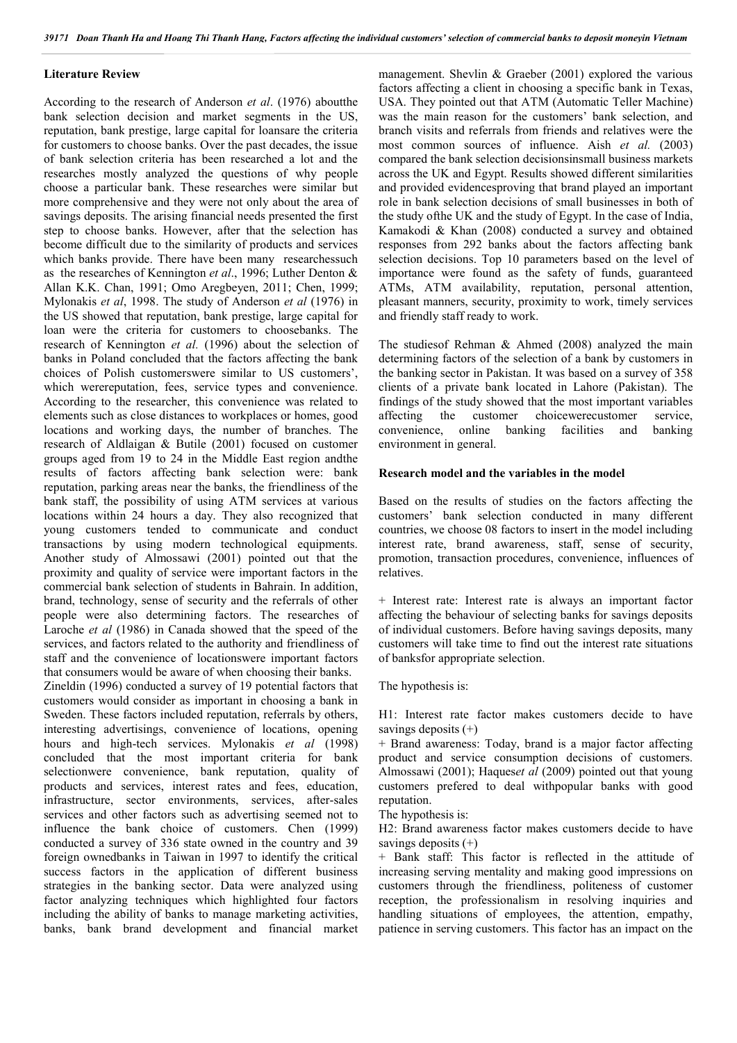### Literature Review

According to the research of Anderson *et al*. (1976) aboutthe bank selection decision and market segments in the US, reputation, bank prestige, large capital for loansare the criteria for customers to choose banks. Over the past decades, the issue of bank selection criteria has been researched a lot and the researches mostly analyzed the questions of why people choose a particular bank. These researches were similar but more comprehensive and they were not only about the area of savings deposits. The arising financial needs presented the first step to choose banks. However, after that the selection has become difficult due to the similarity of products and services which banks provide. There have been many researchessuch as the researches of Kennington *et al*., 1996; Luther Denton & Allan K.K. Chan, 1991; Omo Aregbeyen, 2011; Chen, 1999; Mylonakis *et al*, 1998. The study of Anderson *et al* (1976) in the US showed that reputation, bank prestige, large capital for loan were the criteria for customers to choosebanks. The research of Kennington *et al*. (1996) about the selection of banks in Poland concluded that the factors affecting the bank choices of Polish customerswere similar to US customers', which werereputation, fees, service types and convenience. According to the researcher, this convenience was related to elements such as close distances to workplaces or homes, good locations and working days, the number of branches. The research of Aldlaigan & Butile (2001) focused on customer groups aged from 19 to 24 in the Middle East region andthe results of factors affecting bank selection were: bank reputation, parking areas near the banks, the friendliness of the bank staff, the possibility of using ATM services at various locations within 24 hours a day. They also recognized that young customers tended to communicate and conduct transactions by using modern technological equipments. Another study of Almossawi (2001) pointed out that the proximity and quality of service were important factors in the commercial bank selection of students in Bahrain. In addition, brand, technology, sense of security and the referrals of other people were also determining factors. The researches of Laroche *et al* (1986) in Canada showed that the speed of the services, and factors related to the authority and friendliness of staff and the convenience of locationswere important factors that consumers would be aware of when choosing their banks. Zineldin (1996) conducted a survey of 19 potential factors that customers would consider as important in choosing a bank in Sweden. These factors included reputation, referrals by others, interesting advertisings, convenience of locations, opening hours and high-tech services. Mylonakis *et al* (1998) concluded that the most important criteria for bank selectionwere convenience, bank reputation, quality of products and services, interest rates and fees, education, infrastructure, sector environments, services, after-sales services and other factors such as advertising seemed not to influence the bank choice of customers. Chen (1999) conducted a survey of 336 state owned in the country and 39 foreign ownedbanks in Taiwan in 1997 to identify the critical success factors in the application of different business strategies in the banking sector. Data were analyzed using factor analyzing techniques which highlighted four factors including the ability of banks to manage marketing activities, banks, bank brand development and financial market management. Shevlin & Graeber (2001) explored the various factors affecting a client in choosing a specific bank in Texas, USA. They pointed out that ATM (Automatic Teller Machine) was the main reason for the customers' bank selection, and branch visits and referrals from friends and relatives were the most common sources of influence. Aish *et al.* (2003) compared the bank selection decisionsinsmall business markets across the UK and Egypt. Results showed different similarities and provided evidencesproving that brand played an important role in bank selection decisions of small businesses in both of the study ofthe UK and the study of Egypt. In the case of India, Kamakodi & Khan (2008) conducted a survey and obtained responses from 292 banks about the factors affecting bank selection decisions. Top 10 parameters based on the level of importance were found as the safety of funds, guaranteed ATMs, ATM availability, reputation, personal attention, pleasant manners, security, proximity to work, timely services and friendly staff ready to work.

The studiesof Rehman & Ahmed (2008) analyzed the main determining factors of the selection of a bank by customers in the banking sector in Pakistan. It was based on a survey of 358 clients of a private bank located in Lahore (Pakistan). The findings of the study showed that the most important variables affecting the customer choicewerecustomer service, convenience, online banking facilities and banking environment in general.

### Research model and the variables in the model

Based on the results of studies on the factors affecting the customers' bank selection conducted in many different countries, we choose 08 factors to insert in the model including interest rate, brand awareness, staff, sense of security, promotion, transaction procedures, convenience, influences of relatives.

+ Interest rate: Interest rate is always an important factor affecting the behaviour of selecting banks for savings deposits of individual customers. Before having savings deposits, many customers will take time to find out the interest rate situations of banksfor appropriate selection.

The hypothesis is:

H1: Interest rate factor makes customers decide to have savings deposits (+)

+ Brand awareness: Today, brand is a major factor affecting product and service consumption decisions of customers. Almossawi (2001); Haques*et al* (2009) pointed out that young customers prefered to deal withpopular banks with good reputation.

The hypothesis is:

H2: Brand awareness factor makes customers decide to have savings deposits (+)

+ Bank staff: This factor is reflected in the attitude of increasing serving mentality and making good impressions on customers through the friendliness, politeness of customer reception, the professionalism in resolving inquiries and handling situations of employees, the attention, empathy, patience in serving customers. This factor has an impact on the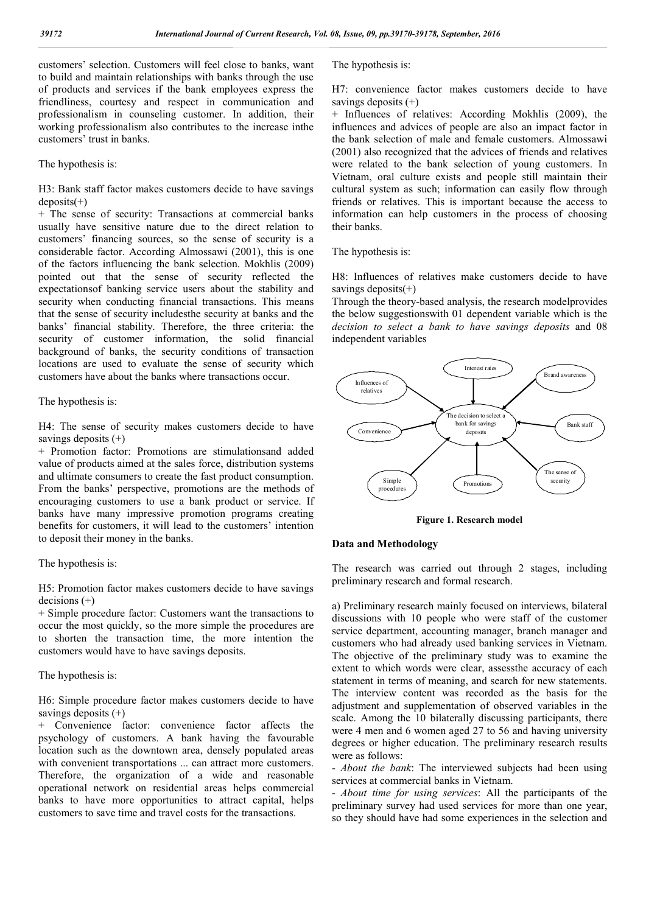customers' selection. Customers will feel close to banks, want to build and maintain relationships with banks through the use of products and services if the bank employees express the friendliness, courtesy and respect in communication and professionalism in counseling customer. In addition, their working professionalism also contributes to the increase inthe customers' trust in banks.

The hypothesis is:

H3: Bank staff factor makes customers decide to have savings deposits(+)

+ The sense of security: Transactions at commercial banks usually have sensitive nature due to the direct relation to customers' financing sources, so the sense of security is a considerable factor. According Almossawi (2001), this is one of the factors influencing the bank selection. Mokhlis (2009) pointed out that the sense of security reflected the expectationsof banking service users about the stability and security when conducting financial transactions. This means that the sense of security includesthe security at banks and the banks' financial stability. Therefore, the three criteria: the security of customer information, the solid financial background of banks, the security conditions of transaction locations are used to evaluate the sense of security which customers have about the banks where transactions occur.

The hypothesis is:

H4: The sense of security makes customers decide to have savings deposits (+)

+ Promotion factor: Promotions are stimulationsand added value of products aimed at the sales force, distribution systems and ultimate consumers to create the fast product consumption. From the banks' perspective, promotions are the methods of encouraging customers to use a bank product or service. If banks have many impressive promotion programs creating benefits for customers, it will lead to the customers' intention to deposit their money in the banks.

The hypothesis is:

H5: Promotion factor makes customers decide to have savings decisions (+)

+ Simple procedure factor: Customers want the transactions to occur the most quickly, so the more simple the procedures are to shorten the transaction time, the more intention the customers would have to have savings deposits.

The hypothesis is:

H6: Simple procedure factor makes customers decide to have savings deposits (+)

+ Convenience factor: convenience factor affects the psychology of customers. A bank having the favourable location such as the downtown area, densely populated areas with convenient transportations ... can attract more customers. Therefore, the organization of a wide and reasonable operational network on residential areas helps commercial banks to have more opportunities to attract capital, helps customers to save time and travel costs for the transactions.

The hypothesis is:

H7: convenience factor makes customers decide to have savings deposits (+)

+ Influences of relatives: According Mokhlis (2009), the influences and advices of people are also an impact factor in the bank selection of male and female customers. Almossawi (2001) also recognized that the advices of friends and relatives were related to the bank selection of young customers. In Vietnam, oral culture exists and people still maintain their cultural system as such; information can easily flow through friends or relatives. This is important because the access to information can help customers in the process of choosing their banks.

The hypothesis is:

H8: Influences of relatives make customers decide to have savings deposits(+)

Through the theory-based analysis, the research modelprovides the below suggestionswith 01 dependent variable which is the *decision to select a bank to have savings deposits* and 08 independent variables

Influences of relatives — Interest rates — Brand awareness — Convenience — The decision to select a bank for savings deposits — Bank staff — Simple procedures — Promotions — The sense of security

**Figure 1. Research model**

## Data and Methodology

The research was carried out through 2 stages, including preliminary research and formal research.

a) Preliminary research mainly focused on interviews, bilateral discussions with 10 people who were staff of the customer service department, accounting manager, branch manager and customers who had already used banking services in Vietnam. The objective of the preliminary study was to examine the extent to which words were clear, assessthe accuracy of each statement in terms of meaning, and search for new statements. The interview content was recorded as the basis for the adjustment and supplementation of observed variables in the scale. Among the 10 bilaterally discussing participants, there were 4 men and 6 women aged 27 to 56 and having university degrees or higher education. The preliminary research results were as follows:

- *About the bank*: The interviewed subjects had been using services at commercial banks in Vietnam.
- *About time for using services*: All the participants of the preliminary survey had used services for more than one year, so they should have had some experiences in the selection and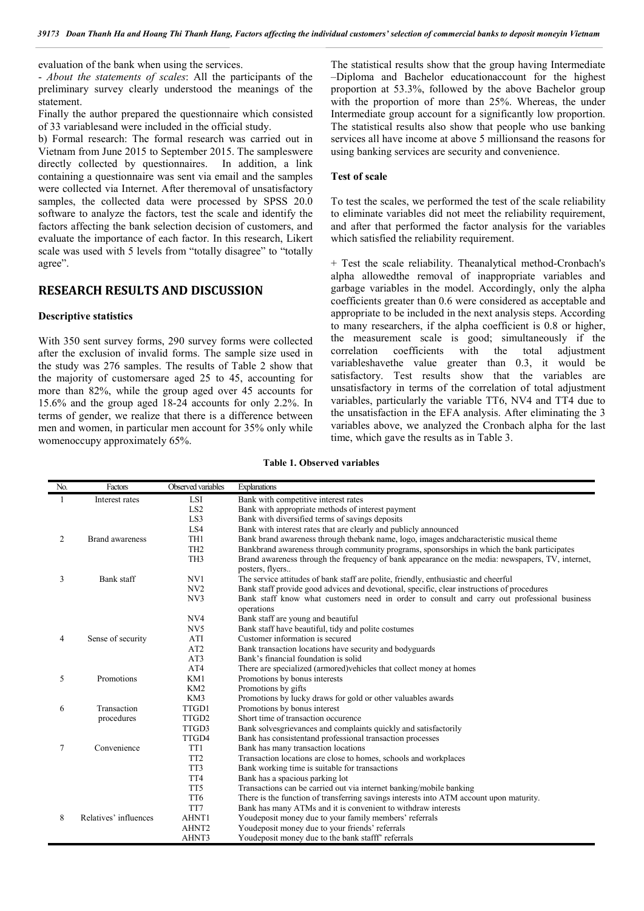evaluation of the bank when using the services.

- *About the statements of scales*: All the participants of the preliminary survey clearly understood the meanings of the statement.

Finally the author prepared the questionnaire which consisted of 33 variablesand were included in the official study.

b) Formal research: The formal research was carried out in Vietnam from June 2015 to September 2015. The sampleswere directly collected by questionnaires. In addition, a link containing a questionnaire was sent via email and the samples were collected via Internet. After theremoval of unsatisfactory samples, the collected data were processed by SPSS 20.0 software to analyze the factors, test the scale and identify the factors affecting the bank selection decision of customers, and evaluate the importance of each factor. In this research, Likert scale was used with 5 levels from "totally disagree" to "totally agree".

## RESEARCH RESULTS AND DISCUSSION

### Descriptive statistics

With 350 sent survey forms, 290 survey forms were collected after the exclusion of invalid forms. The sample size used in the study was 276 samples. The results of Table 2 show that the majority of customersare aged 25 to 45, accounting for more than 82%, while the group aged over 45 accounts for 15.6% and the group aged 18-24 accounts for only 2.2%. In terms of gender, we realize that there is a difference between men and women, in particular men account for 35% only while womenoccupy approximately 65%.

The statistical results show that the group having Intermediate –Diploma and Bachelor educationaccount for the highest proportion at 53.3%, followed by the above Bachelor group with the proportion of more than 25%. Whereas, the under Intermediate group account for a significantly low proportion. The statistical results also show that people who use banking services all have income at above 5 millionsand the reasons for using banking services are security and convenience.

### Test of scale

To test the scales, we performed the test of the scale reliability to eliminate variables did not meet the reliability requirement, and after that performed the factor analysis for the variables which satisfied the reliability requirement.

+ Test the scale reliability. Theanalytical method-Cronbach's alpha allowedthe removal of inappropriate variables and garbage variables in the model. Accordingly, only the alpha coefficients greater than 0.6 were considered as acceptable and appropriate to be included in the next analysis steps. According to many researchers, if the alpha coefficient is 0.8 or higher, the measurement scale is good; simultaneously if the correlation coefficients with the total adjustment variableshavethe value greater than 0.3, it would be satisfactory. Test results show that the variables are unsatisfactory in terms of the correlation of total adjustment variables, particularly the variable TT6, NV4 and TT4 due to the unsatisfaction in the EFA analysis. After eliminating the 3 variables above, we analyzed the Cronbach alpha for the last time, which gave the results as in Table 3.

**Table 1. Observed variables**

| No. | Factors | Observed variables | Explanations |
|---|---|---|---|
| 1 | Interest rates | LSI | Bank with competitive interest rates |
| | | LS2 | Bank with appropriate methods of interest payment |
| | | LS3 | Bank with diversified terms of savings deposits |
| | | LS4 | Bank with interest rates that are clearly and publicly announced |
| 2 | Brand awareness | TH1 | Bank brand awareness through thebank name, logo, images andcharacteristic musical theme |
| | | TH2 | Bankbrand awareness through community programs, sponsorships in which the bank participates |
| | | TH3 | Brand awareness through the frequency of bank appearance on the media: newspapers, TV, internet, posters, flyers.. |
| 3 | Bank staff | NV1 | The service attitudes of bank staff are polite, friendly, enthusiastic and cheerful |
| | | NV2 | Bank staff provide good advices and devotional, specific, clear instructions of procedures |
| | | NV3 | Bank staff know what customers need in order to consult and carry out professional business operations |
| | | NV4 | Bank staff are young and beautiful |
| | | NV5 | Bank staff have beautiful, tidy and polite costumes |
| 4 | Sense of security | ATI | Customer information is secured |
| | | AT2 | Bank transaction locations have security and bodyguards |
| | | AT3 | Bank's financial foundation is solid |
| | | AT4 | There are specialized (armored)vehicles that collect money at homes |
| 5 | Promotions | KM1 | Promotions by bonus interests |
| | | KM2 | Promotions by gifts |
| | | KM3 | Promotions by lucky draws for gold or other valuables awards |
| 6 | Transaction procedures | TTGD1 | Promotions by bonus interest |
| | | TTGD2 | Short time of transaction occurence |
| | | TTGD3 | Bank solvesgrievances and complaints quickly and satisfactorily |
| | | TTGD4 | Bank has consistentand professional transaction processes |
| 7 | Convenience | TT1 | Bank has many transaction locations |
| | | TT2 | Transaction locations are close to homes, schools and workplaces |
| | | TT3 | Bank working time is suitable for transactions |
| | | TT4 | Bank has a spacious parking lot |
| | | TT5 | Transactions can be carried out via internet banking/mobile banking |
| | | TT6 | There is the function of transferring savings interests into ATM account upon maturity. |
| | | TT7 | Bank has many ATMs and it is convenient to withdraw interests |
| 8 | Relatives' influences | AHNT1 | Youdeposit money due to your family members' referrals |
| | | AHNT2 | Youdeposit money due to your friends' referrals |
| | | AHNT3 | Youdeposit money due to the bank stafff' referrals |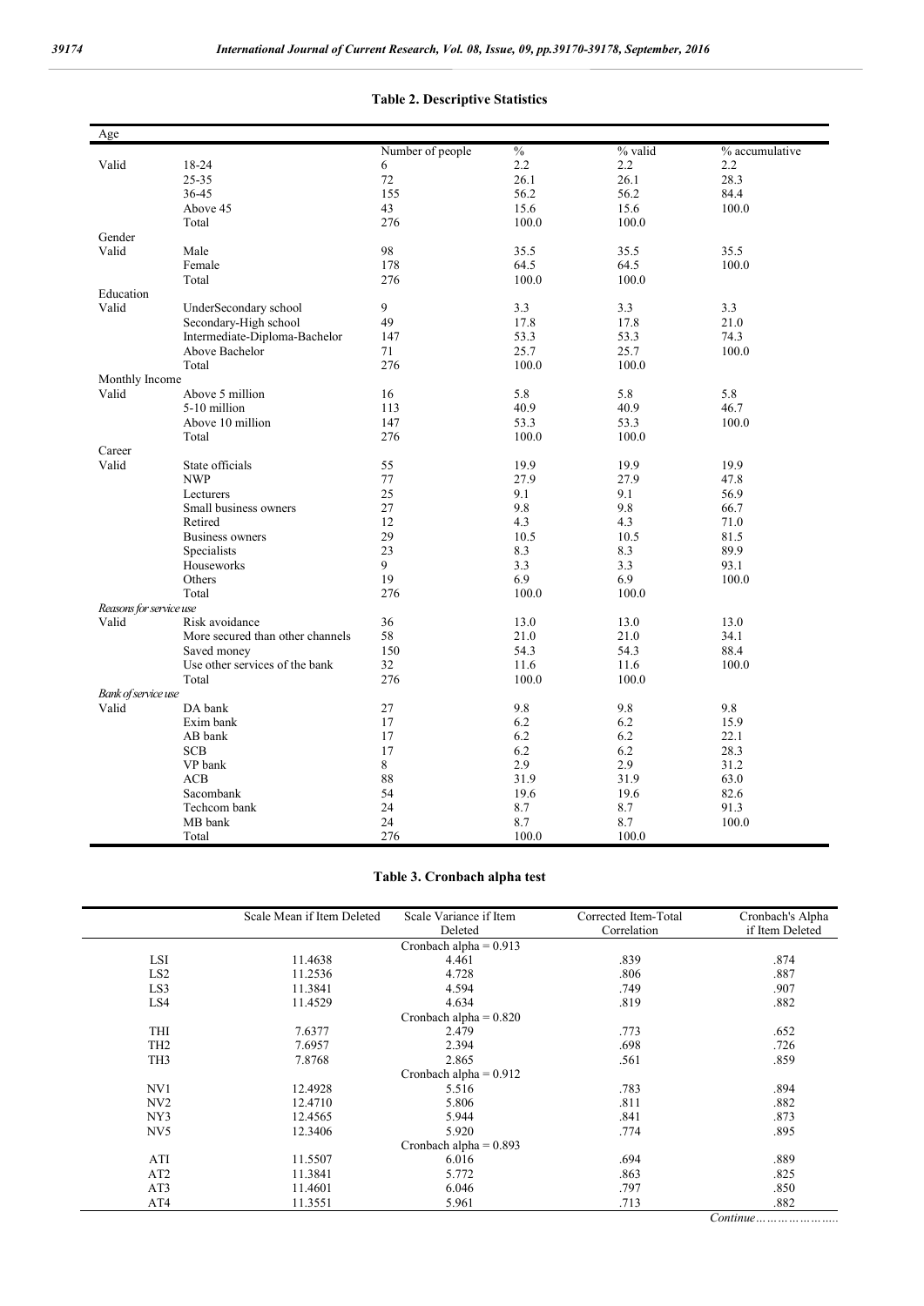**Table 2. Descriptive Statistics**

| Age | | Number of people | % | % valid | % accumulative |
|---|---|---|---|---|---|
| Valid | 18-24 | 6 | 2.2 | 2.2 | 2.2 |
| | 25-35 | 72 | 26.1 | 26.1 | 28.3 |
| | 36-45 | 155 | 56.2 | 56.2 | 84.4 |
| | Above 45 | 43 | 15.6 | 15.6 | 100.0 |
| | Total | 276 | 100.0 | 100.0 | |
| Gender | | | | | |
| Valid | Male | 98 | 35.5 | 35.5 | 35.5 |
| | Female | 178 | 64.5 | 64.5 | 100.0 |
| | Total | 276 | 100.0 | 100.0 | |
| Education | | | | | |
| Valid | UnderSecondary school | 9 | 3.3 | 3.3 | 3.3 |
| | Secondary-High school | 49 | 17.8 | 17.8 | 21.0 |
| | Intermediate-Diploma-Bachelor | 147 | 53.3 | 53.3 | 74.3 |
| | Above Bachelor | 71 | 25.7 | 25.7 | 100.0 |
| | Total | 276 | 100.0 | 100.0 | |
| Monthly Income | | | | | |
| Valid | Above 5 million | 16 | 5.8 | 5.8 | 5.8 |
| | 5-10 million | 113 | 40.9 | 40.9 | 46.7 |
| | Above 10 million | 147 | 53.3 | 53.3 | 100.0 |
| | Total | 276 | 100.0 | 100.0 | |
| Career | | | | | |
| Valid | State officials | 55 | 19.9 | 19.9 | 19.9 |
| | NWP | 77 | 27.9 | 27.9 | 47.8 |
| | Lecturers | 25 | 9.1 | 9.1 | 56.9 |
| | Small business owners | 27 | 9.8 | 9.8 | 66.7 |
| | Retired | 12 | 4.3 | 4.3 | 71.0 |
| | Business owners | 29 | 10.5 | 10.5 | 81.5 |
| | Specialists | 23 | 8.3 | 8.3 | 89.9 |
| | Houseworks | 9 | 3.3 | 3.3 | 93.1 |
| | Others | 19 | 6.9 | 6.9 | 100.0 |
| | Total | 276 | 100.0 | 100.0 | |
| *Reasons for service use* | | | | | |
| Valid | Risk avoidance | 36 | 13.0 | 13.0 | 13.0 |
| | More secured than other channels | 58 | 21.0 | 21.0 | 34.1 |
| | Saved money | 150 | 54.3 | 54.3 | 88.4 |
| | Use other services of the bank | 32 | 11.6 | 11.6 | 100.0 |
| | Total | 276 | 100.0 | 100.0 | |
| *Bank of service use* | | | | | |
| Valid | DA bank | 27 | 9.8 | 9.8 | 9.8 |
| | Exim bank | 17 | 6.2 | 6.2 | 15.9 |
| | AB bank | 17 | 6.2 | 6.2 | 22.1 |
| | SCB | 17 | 6.2 | 6.2 | 28.3 |
| | VP bank | 8 | 2.9 | 2.9 | 31.2 |
| | ACB | 88 | 31.9 | 31.9 | 63.0 |
| | Sacombank | 54 | 19.6 | 19.6 | 82.6 |
| | Techcom bank | 24 | 8.7 | 8.7 | 91.3 |
| | MB bank | 24 | 8.7 | 8.7 | 100.0 |
| | Total | 276 | 100.0 | 100.0 | |

**Table 3. Cronbach alpha test**

| | Scale Mean if Item Deleted | Scale Variance if Item Deleted | Corrected Item-Total Correlation | Cronbach's Alpha if Item Deleted |
|---|---|---|---|---|
| | | Cronbach alpha = 0.913 | | |
| LSI | 11.4638 | 4.461 | .839 | .874 |
| LS2 | 11.2536 | 4.728 | .806 | .887 |
| LS3 | 11.3841 | 4.594 | .749 | .907 |
| LS4 | 11.4529 | 4.634 | .819 | .882 |
| | | Cronbach alpha = 0.820 | | |
| THI | 7.6377 | 2.479 | .773 | .652 |
| TH2 | 7.6957 | 2.394 | .698 | .726 |
| TH3 | 7.8768 | 2.865 | .561 | .859 |
| | | Cronbach alpha = 0.912 | | |
| NV1 | 12.4928 | 5.516 | .783 | .894 |
| NV2 | 12.4710 | 5.806 | .811 | .882 |
| NY3 | 12.4565 | 5.944 | .841 | .873 |
| NV5 | 12.3406 | 5.920 | .774 | .895 |
| | | Cronbach alpha = 0.893 | | |
| ATI | 11.5507 | 6.016 | .694 | .889 |
| AT2 | 11.3841 | 5.772 | .863 | .825 |
| AT3 | 11.4601 | 6.046 | .797 | .850 |
| AT4 | 11.3551 | 5.961 | .713 | .882 |

*Continue…………………..*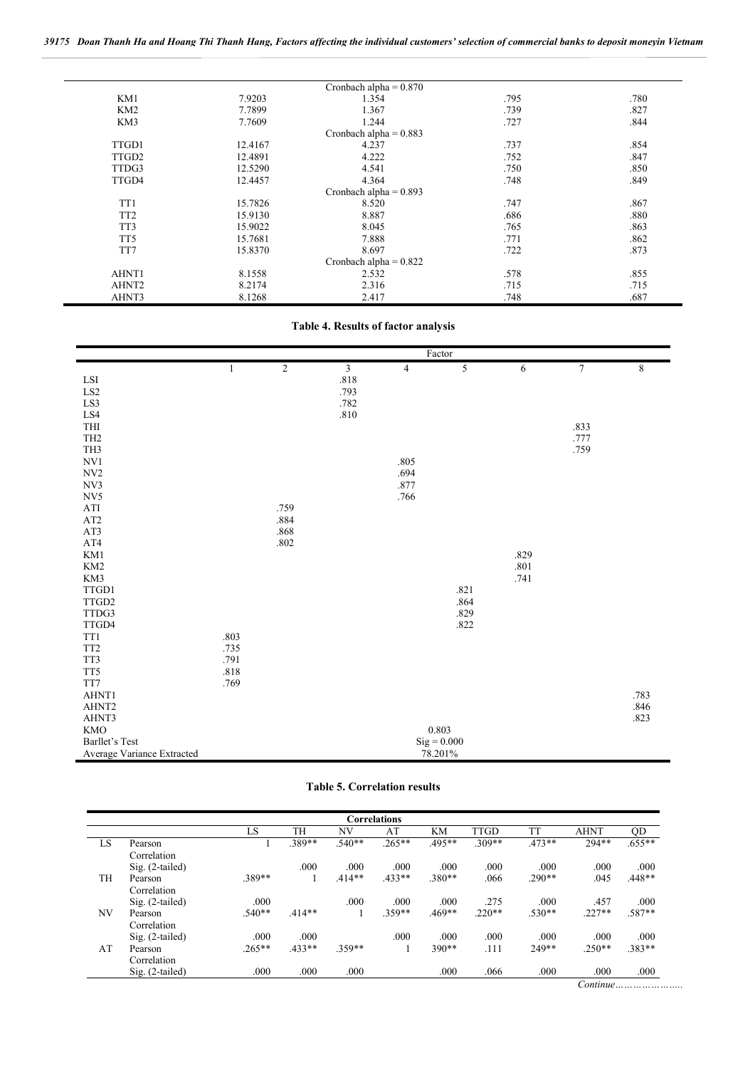| | | Cronbach alpha = 0.870 | | |
|---|---|---|---|---|
| KM1 | 7.9203 | 1.354 | .795 | .780 |
| KM2 | 7.7899 | 1.367 | .739 | .827 |
| KM3 | 7.7609 | 1.244 | .727 | .844 |
| | | Cronbach alpha = 0.883 | | |
| TTGD1 | 12.4167 | 4.237 | .737 | .854 |
| TTGD2 | 12.4891 | 4.222 | .752 | .847 |
| TTDG3 | 12.5290 | 4.541 | .750 | .850 |
| TTGD4 | 12.4457 | 4.364 | .748 | .849 |
| | | Cronbach alpha = 0.893 | | |
| TT1 | 15.7826 | 8.520 | .747 | .867 |
| TT2 | 15.9130 | 8.887 | .686 | .880 |
| TT3 | 15.9022 | 8.045 | .765 | .863 |
| TT5 | 15.7681 | 7.888 | .771 | .862 |
| TT7 | 15.8370 | 8.697 | .722 | .873 |
| | | Cronbach alpha = 0.822 | | |
| AHNT1 | 8.1558 | 2.532 | .578 | .855 |
| AHNT2 | 8.2174 | 2.316 | .715 | .715 |
| AHNT3 | 8.1268 | 2.417 | .748 | .687 |

**Table 4. Results of factor analysis**

| | Factor | | | | | | | |
|---|---|---|---|---|---|---|---|---|
| | 1 | 2 | 3 | 4 | 5 | 6 | 7 | 8 |
| LSI | | | .818 | | | | | |
| LS2 | | | .793 | | | | | |
| LS3 | | | .782 | | | | | |
| LS4 | | | .810 | | | | | |
| THI | | | | | | | .833 | |
| TH2 | | | | | | | .777 | |
| TH3 | | | | | | | .759 | |
| NV1 | | | | .805 | | | | |
| NV2 | | | | .694 | | | | |
| NV3 | | | | .877 | | | | |
| NV5 | | | | .766 | | | | |
| ATI | | .759 | | | | | | |
| AT2 | | .884 | | | | | | |
| AT3 | | .868 | | | | | | |
| AT4 | | .802 | | | | | | |
| KM1 | | | | | | .829 | | |
| KM2 | | | | | | .801 | | |
| KM3 | | | | | | .741 | | |
| TTGD1 | | | | | .821 | | | |
| TTGD2 | | | | | .864 | | | |
| TTDG3 | | | | | .829 | | | |
| TTGD4 | | | | | .822 | | | |
| TT1 | .803 | | | | | | | |
| TT2 | .735 | | | | | | | |
| TT3 | .791 | | | | | | | |
| TT5 | .818 | | | | | | | |
| TT7 | .769 | | | | | | | |
| AHNT1 | | | | | | | | .783 |
| AHNT2 | | | | | | | | .846 |
| AHNT3 | | | | | | | | .823 |
| KMO | 0.803 | | | | | | | |
| Barllet's Test | Sig = 0.000 | | | | | | | |
| Average Variance Extracted | 78.201% | | | | | | | |

**Table 5. Correlation results**

| | | LS | TH | NV | AT | KM | TTGD | TT | AHNT | QD |
|---|---|---|---|---|---|---|---|---|---|---|
| LS | Pearson Correlation | 1 | .389** | .540** | .265** | .495** | .309** | .473** | 294** | .655** |
| | Sig. (2-tailed) | | .000 | .000 | .000 | .000 | .000 | .000 | .000 | .000 |
| TH | Pearson Correlation | .389** | 1 | .414** | .433** | .380** | .066 | .290** | .045 | .448** |
| | Sig. (2-tailed) | .000 | | .000 | .000 | .000 | .275 | .000 | .457 | .000 |
| NV | Pearson Correlation | .540** | .414** | 1 | .359** | .469** | .220** | .530** | .227** | .587** |
| | Sig. (2-tailed) | .000 | .000 | | .000 | .000 | .000 | .000 | .000 | .000 |
| AT | Pearson Correlation | .265** | .433** | .359** | 1 | 390** | .111 | 249** | .250** | .383** |
| | Sig. (2-tailed) | .000 | .000 | .000 | | .000 | .066 | .000 | .000 | .000 |

*Continue…………………..*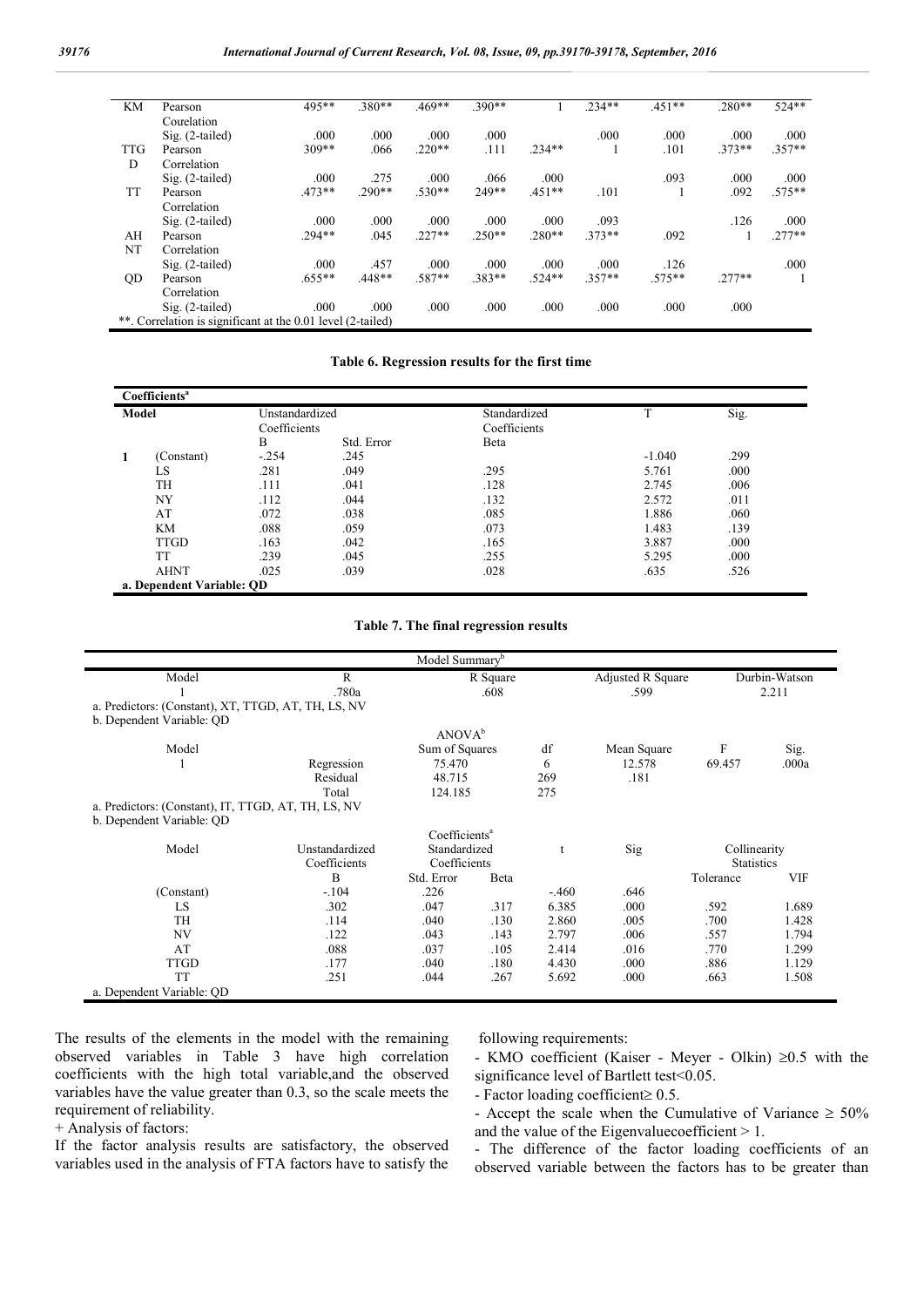| | | | | | | | | | | |
|---|---|---|---|---|---|---|---|---|---|---|
| KM | Pearson Corelation | 495** | .380** | .469** | .390** | 1 | .234** | .451** | .280** | 524** |
| | Sig. (2-tailed) | .000 | .000 | .000 | .000 | | .000 | .000 | .000 | .000 |
| TTGD | Pearson Correlation | 309** | .066 | .220** | .111 | .234** | 1 | .101 | .373** | .357** |
| | Sig. (2-tailed) | .000 | .275 | .000 | .066 | .000 | | .093 | .000 | .000 |
| TT | Pearson Correlation | .473** | .290** | .530** | 249** | .451** | .101 | 1 | .092 | .575** |
| | Sig. (2-tailed) | .000 | .000 | .000 | .000 | .000 | .093 | | .126 | .000 |
| AHNT | Pearson Correlation | .294** | .045 | .227** | .250** | .280** | .373** | .092 | 1 | .277** |
| | Sig. (2-tailed) | .000 | .457 | .000 | .000 | .000 | .000 | .126 | | .000 |
| QD | Pearson Correlation | .655** | .448** | .587** | .383** | .524** | .357** | .575** | .277** | 1 |
| | Sig. (2-tailed) | .000 | .000 | .000 | .000 | .000 | .000 | .000 | .000 | |

**. Correlation is significant at the 0.01 level (2-tailed)

**Table 6. Regression results for the first time**

Coefficients[a]

| Model | | Unstandardized Coefficients | | Standardized Coefficients | T | Sig. |
|---|---|---|---|---|---|---|
| | | B | Std. Error | Beta | | |
| 1 | (Constant) | -.254 | .245 | | -1.040 | .299 |
| | LS | .281 | .049 | .295 | 5.761 | .000 |
| | TH | .111 | .041 | .128 | 2.745 | .006 |
| | NY | .112 | .044 | .132 | 2.572 | .011 |
| | AT | .072 | .038 | .085 | 1.886 | .060 |
| | KM | .088 | .059 | .073 | 1.483 | .139 |
| | TTGD | .163 | .042 | .165 | 3.887 | .000 |
| | TT | .239 | .045 | .255 | 5.295 | .000 |
| | AHNT | .025 | .039 | .028 | .635 | .526 |

a. Dependent Variable: QD

**Table 7. The final regression results**

Model Summary[b]

| Model | R | R Square | Adjusted R Square | Durbin-Watson |
|---|---|---|---|---|
| 1 | .780a | .608 | .599 | 2.211 |

a. Predictors: (Constant), XT, TTGD, AT, TH, LS, NV

b. Dependent Variable: QD

ANOVA[b]

| Model | | Sum of Squares | df | Mean Square | F | Sig. |
|---|---|---|---|---|---|---|
| 1 | Regression | 75.470 | 6 | 12.578 | 69.457 | .000a |
| | Residual | 48.715 | 269 | .181 | | |
| | Total | 124.185 | 275 | | | |

a. Predictors: (Constant), IT, TTGD, AT, TH, LS, NV

b. Dependent Variable: QD

Coefficients[a]

| Model | Unstandardized Coefficients | | Standardized Coefficients | t | Sig | Collinearity Statistics | |
|---|---|---|---|---|---|---|---|
| | B | Std. Error | Beta | | | Tolerance | VIF |
| (Constant) | -.104 | .226 | | -.460 | .646 | | |
| LS | .302 | .047 | .317 | 6.385 | .000 | .592 | 1.689 |
| TH | .114 | .040 | .130 | 2.860 | .005 | .700 | 1.428 |
| NV | .122 | .043 | .143 | 2.797 | .006 | .557 | 1.794 |
| AT | .088 | .037 | .105 | 2.414 | .016 | .770 | 1.299 |
| TTGD | .177 | .040 | .180 | 4.430 | .000 | .886 | 1.129 |
| TT | .251 | .044 | .267 | 5.692 | .000 | .663 | 1.508 |

a. Dependent Variable: QD

The results of the elements in the model with the remaining observed variables in Table 3 have high correlation coefficients with the high total variable,and the observed variables have the value greater than 0.3, so the scale meets the requirement of reliability.

+ Analysis of factors:

If the factor analysis results are satisfactory, the observed variables used in the analysis of FTA factors have to satisfy the following requirements:

- KMO coefficient (Kaiser - Meyer - Olkin) ≥0.5 with the significance level of Bartlett test<0.05.
- Factor loading coefficient≥ 0.5.
- Accept the scale when the Cumulative of Variance ≥ 50% and the value of the Eigenvaluecoefficient > 1.
- The difference of the factor loading coefficients of an observed variable between the factors has to be greater than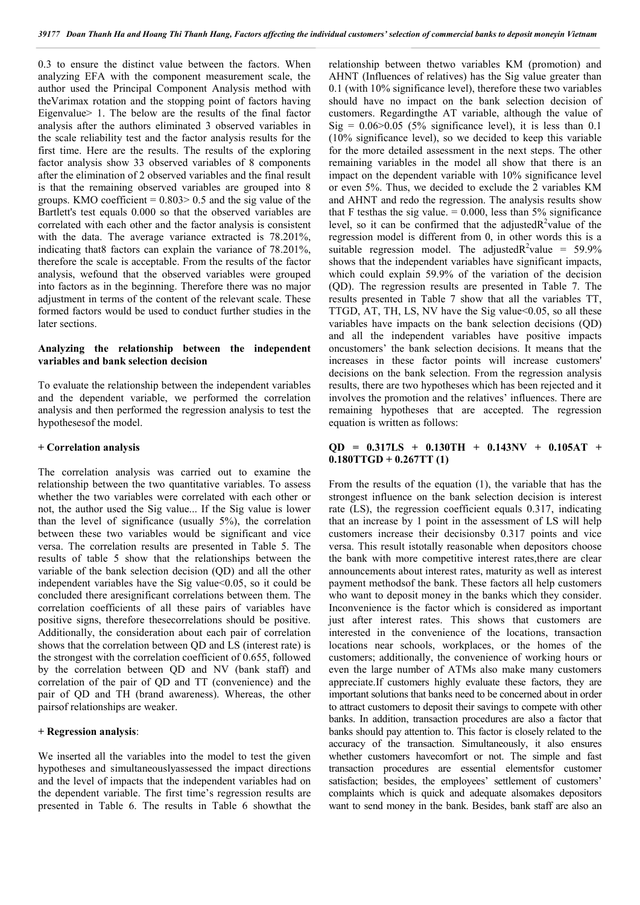0.3 to ensure the distinct value between the factors. When analyzing EFA with the component measurement scale, the author used the Principal Component Analysis method with theVarimax rotation and the stopping point of factors having Eigenvalue> 1. The below are the results of the final factor analysis after the authors eliminated 3 observed variables in the scale reliability test and the factor analysis results for the first time. Here are the results. The results of the exploring factor analysis show 33 observed variables of 8 components after the elimination of 2 observed variables and the final result is that the remaining observed variables are grouped into 8 groups. KMO coefficient = 0.803> 0.5 and the sig value of the Bartlett's test equals 0.000 so that the observed variables are correlated with each other and the factor analysis is consistent with the data. The average variance extracted is 78.201%, indicating that8 factors can explain the variance of 78.201%, therefore the scale is acceptable. From the results of the factor analysis, wefound that the observed variables were grouped into factors as in the beginning. Therefore there was no major adjustment in terms of the content of the relevant scale. These formed factors would be used to conduct further studies in the later sections.

**Analyzing the relationship between the independent variables and bank selection decision**

To evaluate the relationship between the independent variables and the dependent variable, we performed the correlation analysis and then performed the regression analysis to test the hypothesesof the model.

**+ Correlation analysis**

The correlation analysis was carried out to examine the relationship between the two quantitative variables. To assess whether the two variables were correlated with each other or not, the author used the Sig value... If the Sig value is lower than the level of significance (usually 5%), the correlation between these two variables would be significant and vice versa. The correlation results are presented in Table 5. The results of table 5 show that the relationships between the variable of the bank selection decision (QD) and all the other independent variables have the Sig value<0.05, so it could be concluded there aresignificant correlations between them. The correlation coefficients of all these pairs of variables have positive signs, therefore thesecorrelations should be positive. Additionally, the consideration about each pair of correlation shows that the correlation between QD and LS (interest rate) is the strongest with the correlation coefficient of 0.655, followed by the correlation between QD and NV (bank staff) and correlation of the pair of QD and TT (convenience) and the pair of QD and TH (brand awareness). Whereas, the other pairsof relationships are weaker.

**+ Regression analysis**:

We inserted all the variables into the model to test the given hypotheses and simultaneouslyassessed the impact directions and the level of impacts that the independent variables had on the dependent variable. The first time's regression results are presented in Table 6. The results in Table 6 showthat the relationship between thetwo variables KM (promotion) and AHNT (Influences of relatives) has the Sig value greater than 0.1 (with 10% significance level), therefore these two variables should have no impact on the bank selection decision of customers. Regardingthe AT variable, although the value of Sig = 0.06>0.05 (5% significance level), it is less than 0.1 (10% significance level), so we decided to keep this variable for the more detailed assessment in the next steps. The other remaining variables in the model all show that there is an impact on the dependent variable with 10% significance level or even 5%. Thus, we decided to exclude the 2 variables KM and AHNT and redo the regression. The analysis results show that F testhas the sig value. = 0.000, less than 5% significance level, so it can be confirmed that the adjusted$R^2$value of the regression model is different from 0, in other words this is a suitable regression model. The adjusted$R^2$value = 59.9% shows that the independent variables have significant impacts, which could explain 59.9% of the variation of the decision (QD). The regression results are presented in Table 7. The results presented in Table 7 show that all the variables TT, TTGD, AT, TH, LS, NV have the Sig value<0.05, so all these variables have impacts on the bank selection decisions (QD) and all the independent variables have positive impacts oncustomers' the bank selection decisions. It means that the increases in these factor points will increase customers' decisions on the bank selection. From the regression analysis results, there are two hypotheses which has been rejected and it involves the promotion and the relatives' influences. There are remaining hypotheses that are accepted. The regression equation is written as follows:

$$QD = 0.317LS + 0.130TH + 0.143NV + 0.105AT + 0.180TTGD + 0.267TT \quad (1)$$

From the results of the equation (1), the variable that has the strongest influence on the bank selection decision is interest rate (LS), the regression coefficient equals 0.317, indicating that an increase by 1 point in the assessment of LS will help customers increase their decisionsby 0.317 points and vice versa. This result istotally reasonable when depositors choose the bank with more competitive interest rates,there are clear announcements about interest rates, maturity as well as interest payment methodsof the bank. These factors all help customers who want to deposit money in the banks which they consider. Inconvenience is the factor which is considered as important just after interest rates. This shows that customers are interested in the convenience of the locations, transaction locations near schools, workplaces, or the homes of the customers; additionally, the convenience of working hours or even the large number of ATMs also make many customers appreciate.If customers highly evaluate these factors, they are important solutions that banks need to be concerned about in order to attract customers to deposit their savings to compete with other banks. In addition, transaction procedures are also a factor that banks should pay attention to. This factor is closely related to the accuracy of the transaction. Simultaneously, it also ensures whether customers havecomfort or not. The simple and fast transaction procedures are essential elementsfor customer satisfaction; besides, the employees' settlement of customers' complaints which is quick and adequate alsomakes depositors want to send money in the bank. Besides, bank staff are also an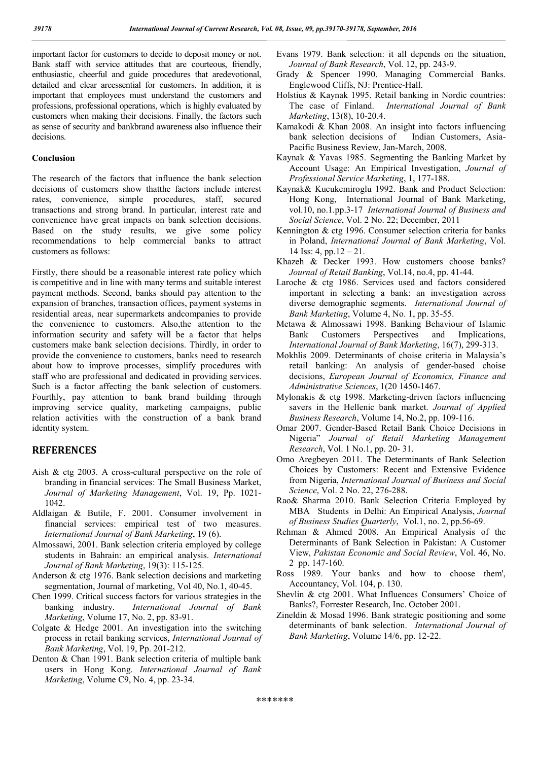important factor for customers to decide to deposit money or not. Bank staff with service attitudes that are courteous, friendly, enthusiastic, cheerful and guide procedures that aredevotional, detailed and clear areessential for customers. In addition, it is important that employees must understand the customers and professions, professional operations, which is highly evaluated by customers when making their decisions. Finally, the factors such as sense of security and bankbrand awareness also influence their decisions.

**Conclusion**

The research of the factors that influence the bank selection decisions of customers show thatthe factors include interest rates, convenience, simple procedures, staff, secured transactions and strong brand. In particular, interest rate and convenience have great impacts on bank selection decisions. Based on the study results, we give some policy recommendations to help commercial banks to attract customers as follows:

Firstly, there should be a reasonable interest rate policy which is competitive and in line with many terms and suitable interest payment methods. Second, banks should pay attention to the expansion of branches, transaction offices, payment systems in residential areas, near supermarkets andcompanies to provide the convenience to customers. Also,the attention to the information security and safety will be a factor that helps customers make bank selection decisions. Thirdly, in order to provide the convenience to customers, banks need to research about how to improve processes, simplify procedures with staff who are professional and dedicated in providing services. Such is a factor affecting the bank selection of customers. Fourthly, pay attention to bank brand building through improving service quality, marketing campaigns, public relation activities with the construction of a bank brand identity system.

## REFERENCES

Aish & ctg 2003. A cross-cultural perspective on the role of branding in financial services: The Small Business Market, *Journal of Marketing Management*, Vol. 19, Pp. 1021-1042.

Aldlaigan & Butile, F. 2001. Consumer involvement in financial services: empirical test of two measures. *International Journal of Bank Marketing*, 19 (6).

Almossawi, 2001. Bank selection criteria employed by college students in Bahrain: an empirical analysis. *International Journal of Bank Marketing*, 19(3): 115-125.

Anderson & ctg 1976. Bank selection decisions and marketing segmentation, Journal of marketing, Vol 40, No.1, 40-45.

Chen 1999. Critical success factors for various strategies in the banking industry. *International Journal of Bank Marketing*, Volume 17, No. 2, pp. 83-91.

Colgate & Hedge 2001. An investigation into the switching process in retail banking services, *International Journal of Bank Marketing*, Vol. 19, Pp. 201-212.

Denton & Chan 1991. Bank selection criteria of multiple bank users in Hong Kong. *International Journal of Bank Marketing*, Volume C9, No. 4, pp. 23-34.

Evans 1979. Bank selection: it all depends on the situation, *Journal of Bank Research*, Vol. 12, pp. 243-9.

Grady & Spencer 1990. Managing Commercial Banks. Englewood Cliffs, NJ: Prentice-Hall.

Holstius & Kaynak 1995. Retail banking in Nordic countries: The case of Finland. *International Journal of Bank Marketing*, 13(8), 10-20.4.

Kamakodi & Khan 2008. An insight into factors influencing bank selection decisions of Indian Customers, Asia-Pacific Business Review, Jan-March, 2008.

Kaynak & Yavas 1985. Segmenting the Banking Market by Account Usage: An Empirical Investigation, *Journal of Professional Service Marketing*, 1, 177-188.

Kaynak& Kucukemiroglu 1992. Bank and Product Selection: Hong Kong, International Journal of Bank Marketing, vol.10, no.1.pp.3-17 *International Journal of Business and Social Science*, Vol. 2 No. 22; December, 2011

Kennington & ctg 1996. Consumer selection criteria for banks in Poland, *International Journal of Bank Marketing*, Vol. 14 Iss: 4, pp.12 – 21.

Khazeh & Decker 1993. How customers choose banks? *Journal of Retail Banking*, Vol.14, no.4, pp. 41-44.

Laroche & ctg 1986. Services used and factors considered important in selecting a bank: an investigation across diverse demographic segments. *International Journal of Bank Marketing*, Volume 4, No. 1, pp. 35-55.

Metawa & Almossawi 1998. Banking Behaviour of Islamic Bank Customers Perspectives and Implications, *International Journal of Bank Marketing*, 16(7), 299-313.

Mokhlis 2009. Determinants of choise criteria in Malaysia's retail banking: An analysis of gender-based choise decisions, *European Journal of Economics, Finance and Administrative Sciences*, 1(20 1450-1467.

Mylonakis & ctg 1998. Marketing-driven factors influencing savers in the Hellenic bank market. *Journal of Applied Business Research*, Volume 14, No.2, pp. 109-116.

Omar 2007. Gender-Based Retail Bank Choice Decisions in Nigeria" *Journal of Retail Marketing Management Research*, Vol. 1 No.1, pp. 20- 31.

Omo Aregbeyen 2011. The Determinants of Bank Selection Choices by Customers: Recent and Extensive Evidence from Nigeria, *International Journal of Business and Social Science*, Vol. 2 No. 22, 276-288.

Rao& Sharma 2010. Bank Selection Criteria Employed by MBA Students in Delhi: An Empirical Analysis, *Journal of Business Studies Quarterly*, Vol.1, no. 2, pp.56-69.

Rehman & Ahmed 2008. An Empirical Analysis of the Determinants of Bank Selection in Pakistan: A Customer View, *Pakistan Economic and Social Review*, Vol. 46, No. 2 pp. 147-160.

Ross 1989. Your banks and how to choose them', Accountancy, Vol. 104, p. 130.

Shevlin & ctg 2001. What Influences Consumers' Choice of Banks?, Forrester Research, Inc. October 2001.

Zineldin & Mosad 1996. Bank strategic positioning and some determinants of bank selection. *International Journal of Bank Marketing*, Volume 14/6, pp. 12-22.

*******